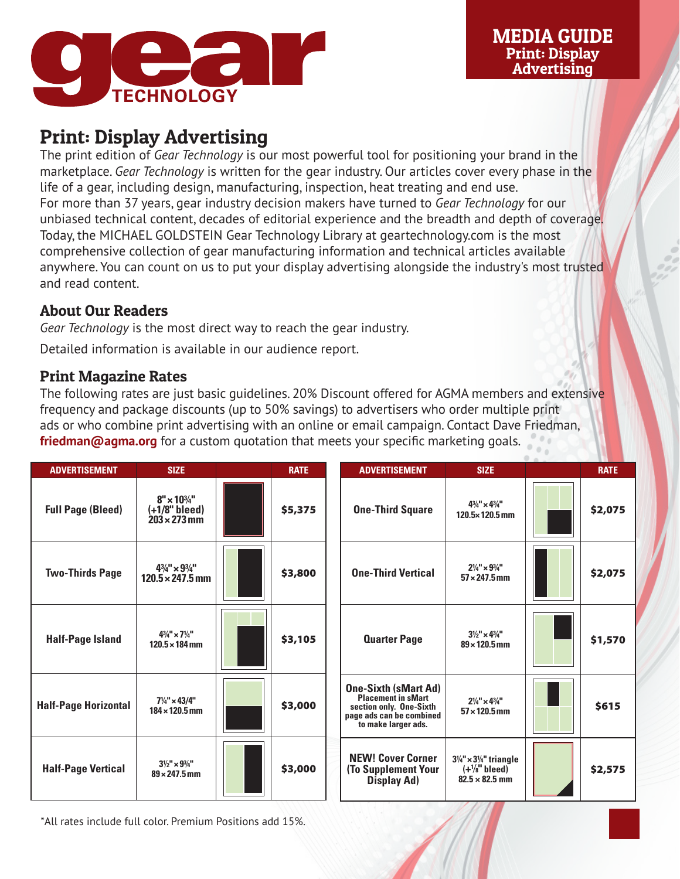# gear TECHNOLOGY

**MEDIA GUIDE**
**Print: Display Advertising**

## Print: Display Advertising

The print edition of *Gear Technology* is our most powerful tool for positioning your brand in the marketplace. *Gear Technology* is written for the gear industry. Our articles cover every phase in the life of a gear, including design, manufacturing, inspection, heat treating and end use. For more than 37 years, gear industry decision makers have turned to *Gear Technology* for our unbiased technical content, decades of editorial experience and the breadth and depth of coverage. Today, the MICHAEL GOLDSTEIN Gear Technology Library at geartechnology.com is the most comprehensive collection of gear manufacturing information and technical articles available anywhere. You can count on us to put your display advertising alongside the industry's most trusted and read content.

### About Our Readers

*Gear Technology* is the most direct way to reach the gear industry.

Detailed information is available in our audience report.

### Print Magazine Rates

The following rates are just basic guidelines. 20% Discount offered for AGMA members and extensive frequency and package discounts (up to 50% savings) to advertisers who order multiple print ads or who combine print advertising with an online or email campaign. Contact Dave Friedman, **friedman@agma.org** for a custom quotation that meets your specific marketing goals.

| ADVERTISEMENT | SIZE | | RATE |
|---|---|---|---|
| Full Page (Bleed) | 8" × 10¾" (+1/8" bleed) 203 × 273 mm | | $5,375 |
| Two-Thirds Page | 4¾" × 9¾" 120.5 × 247.5 mm | | $3,800 |
| Half-Page Island | 4¾" × 7¼" 120.5 × 184 mm | | $3,105 |
| Half-Page Horizontal | 7¼" × 43/4" 184 × 120.5 mm | | $3,000 |
| Half-Page Vertical | 3½" × 9¾" 89 × 247.5 mm | | $3,000 |
| One-Third Square | 4¾" × 4¾" 120.5 × 120.5 mm | | $2,075 |
| One-Third Vertical | 2¼" × 9¾" 57 × 247.5 mm | | $2,075 |
| Quarter Page | 3½" × 4¾" 89 × 120.5 mm | | $1,570 |
| One-Sixth (sMart Ad) Placement in sMart section only. One-Sixth page ads can be combined to make larger ads. | 2¼" × 4¾" 57 × 120.5 mm | | $615 |
| NEW! Cover Corner (To Supplement Your Display Ad) | 3¼" × 3¼" triangle (+⅛" bleed) 82.5 × 82.5 mm | | $2,575 |

*All rates include full color. Premium Positions add 15%.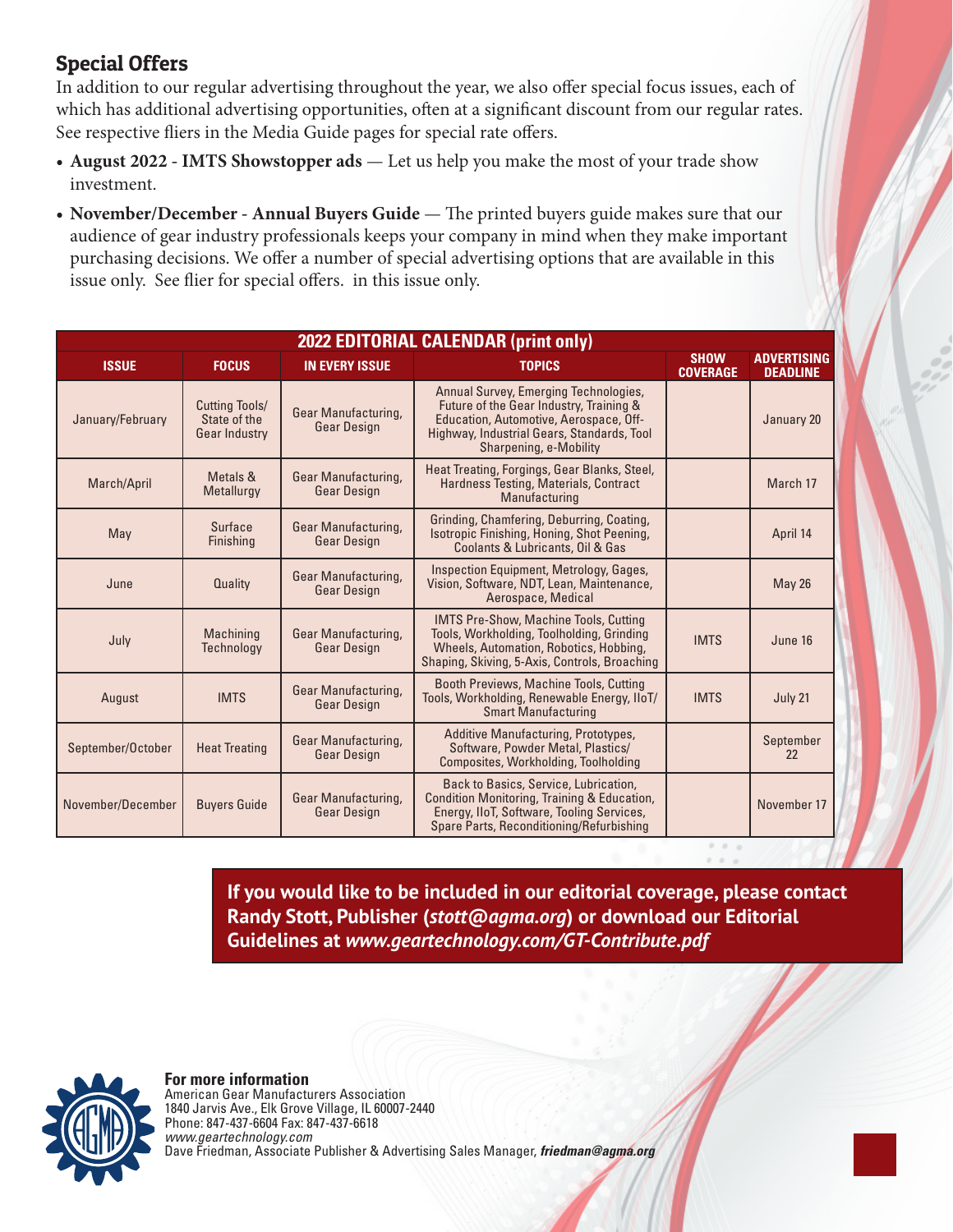## Special Offers

In addition to our regular advertising throughout the year, we also offer special focus issues, each of which has additional advertising opportunities, often at a significant discount from our regular rates. See respective fliers in the Media Guide pages for special rate offers.

- **August 2022 - IMTS Showstopper ads** — Let us help you make the most of your trade show investment.
- **November/December - Annual Buyers Guide** — The printed buyers guide makes sure that our audience of gear industry professionals keeps your company in mind when they make important purchasing decisions. We offer a number of special advertising options that are available in this issue only. See flier for special offers. in this issue only.

**2022 EDITORIAL CALENDAR (print only)**

| ISSUE | FOCUS | IN EVERY ISSUE | TOPICS | SHOW COVERAGE | ADVERTISING DEADLINE |
|---|---|---|---|---|---|
| January/February | Cutting Tools/ State of the Gear Industry | Gear Manufacturing, Gear Design | Annual Survey, Emerging Technologies, Future of the Gear Industry, Training & Education, Automotive, Aerospace, Off-Highway, Industrial Gears, Standards, Tool Sharpening, e-Mobility | | January 20 |
| March/April | Metals & Metallurgy | Gear Manufacturing, Gear Design | Heat Treating, Forgings, Gear Blanks, Steel, Hardness Testing, Materials, Contract Manufacturing | | March 17 |
| May | Surface Finishing | Gear Manufacturing, Gear Design | Grinding, Chamfering, Deburring, Coating, Isotropic Finishing, Honing, Shot Peening, Coolants & Lubricants, Oil & Gas | | April 14 |
| June | Quality | Gear Manufacturing, Gear Design | Inspection Equipment, Metrology, Gages, Vision, Software, NDT, Lean, Maintenance, Aerospace, Medical | | May 26 |
| July | Machining Technology | Gear Manufacturing, Gear Design | IMTS Pre-Show, Machine Tools, Cutting Tools, Workholding, Toolholding, Grinding Wheels, Automation, Robotics, Hobbing, Shaping, Skiving, 5-Axis, Controls, Broaching | IMTS | June 16 |
| August | IMTS | Gear Manufacturing, Gear Design | Booth Previews, Machine Tools, Cutting Tools, Workholding, Renewable Energy, IIoT/ Smart Manufacturing | IMTS | July 21 |
| September/October | Heat Treating | Gear Manufacturing, Gear Design | Additive Manufacturing, Prototypes, Software, Powder Metal, Plastics/ Composites, Workholding, Toolholding | | September 22 |
| November/December | Buyers Guide | Gear Manufacturing, Gear Design | Back to Basics, Service, Lubrication, Condition Monitoring, Training & Education, Energy, IIoT, Software, Tooling Services, Spare Parts, Reconditioning/Refurbishing | | November 17 |

**If you would like to be included in our editorial coverage, please contact Randy Stott, Publisher (*stott@agma.org*) or download our Editorial Guidelines at *www.geartechnology.com/GT-Contribute.pdf***

**For more information**
American Gear Manufacturers Association
1840 Jarvis Ave., Elk Grove Village, IL 60007-2440
Phone: 847-437-6604 Fax: 847-437-6618
*www.geartechnology.com*
Dave Friedman, Associate Publisher & Advertising Sales Manager, ***friedman@agma.org***